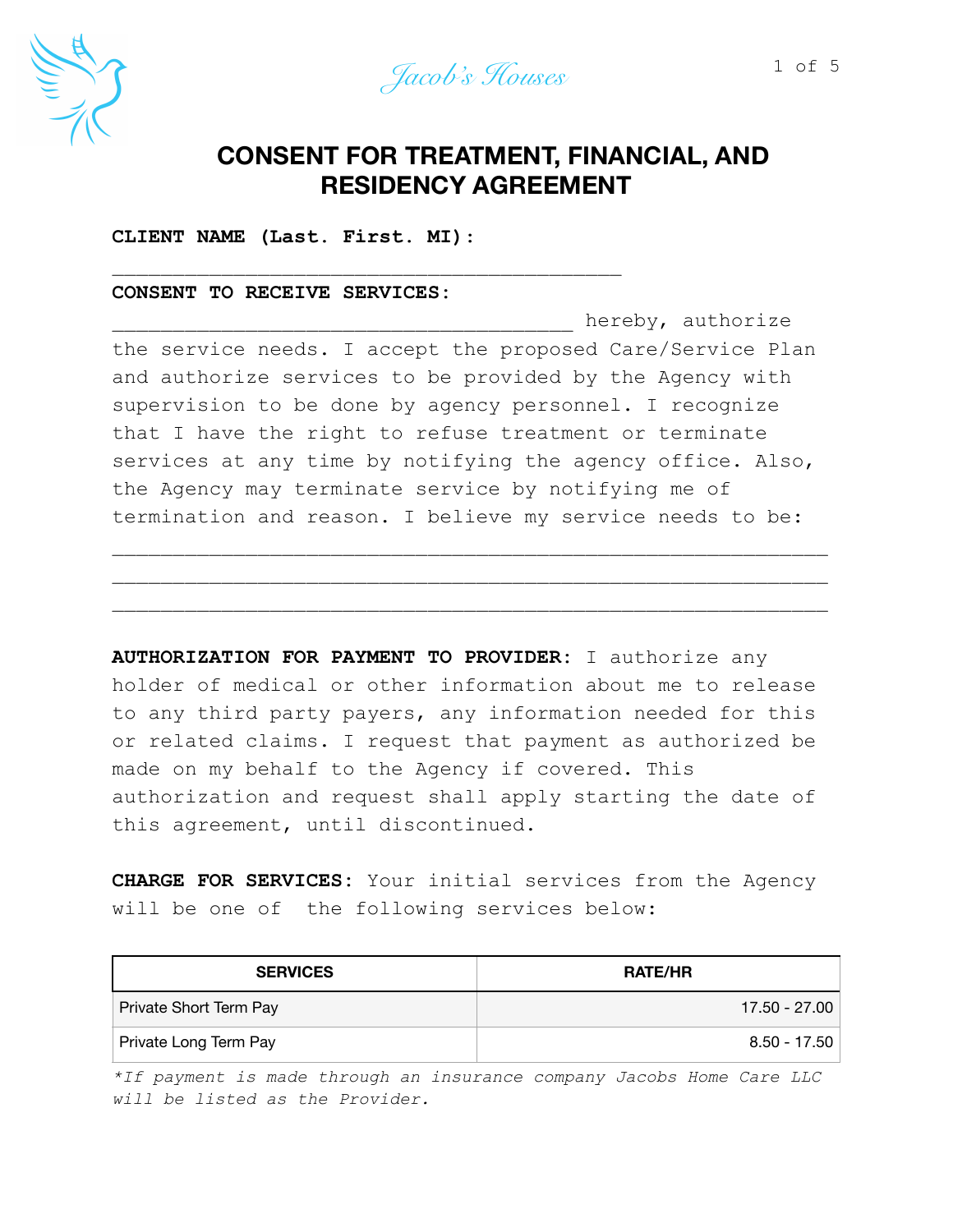Jacob's Houses

# CONSENT FOR TREATMENT, FINANCIAL, AND RESIDENCY AGREEMENT

**CLIENT NAME (Last. First. MI):**

_____________________________________________

**CONSENT TO RECEIVE SERVICES:**
_________________________________________ hereby, authorize the service needs. I accept the proposed Care/Service Plan and authorize services to be provided by the Agency with supervision to be done by agency personnel. I recognize that I have the right to refuse treatment or terminate services at any time by notifying the agency office. Also, the Agency may terminate service by notifying me of termination and reason. I believe my service needs to be:

________________________________________________________________
________________________________________________________________
________________________________________________________________

**AUTHORIZATION FOR PAYMENT TO PROVIDER:** I authorize any holder of medical or other information about me to release to any third party payers, any information needed for this or related claims. I request that payment as authorized be made on my behalf to the Agency if covered. This authorization and request shall apply starting the date of this agreement, until discontinued.

**CHARGE FOR SERVICES:** Your initial services from the Agency will be one of the following services below:

| SERVICES | RATE/HR |
|---|---|
| Private Short Term Pay | 17.50 - 27.00 |
| Private Long Term Pay | 8.50 - 17.50 |

*\*If payment is made through an insurance company Jacobs Home Care LLC will be listed as the Provider.*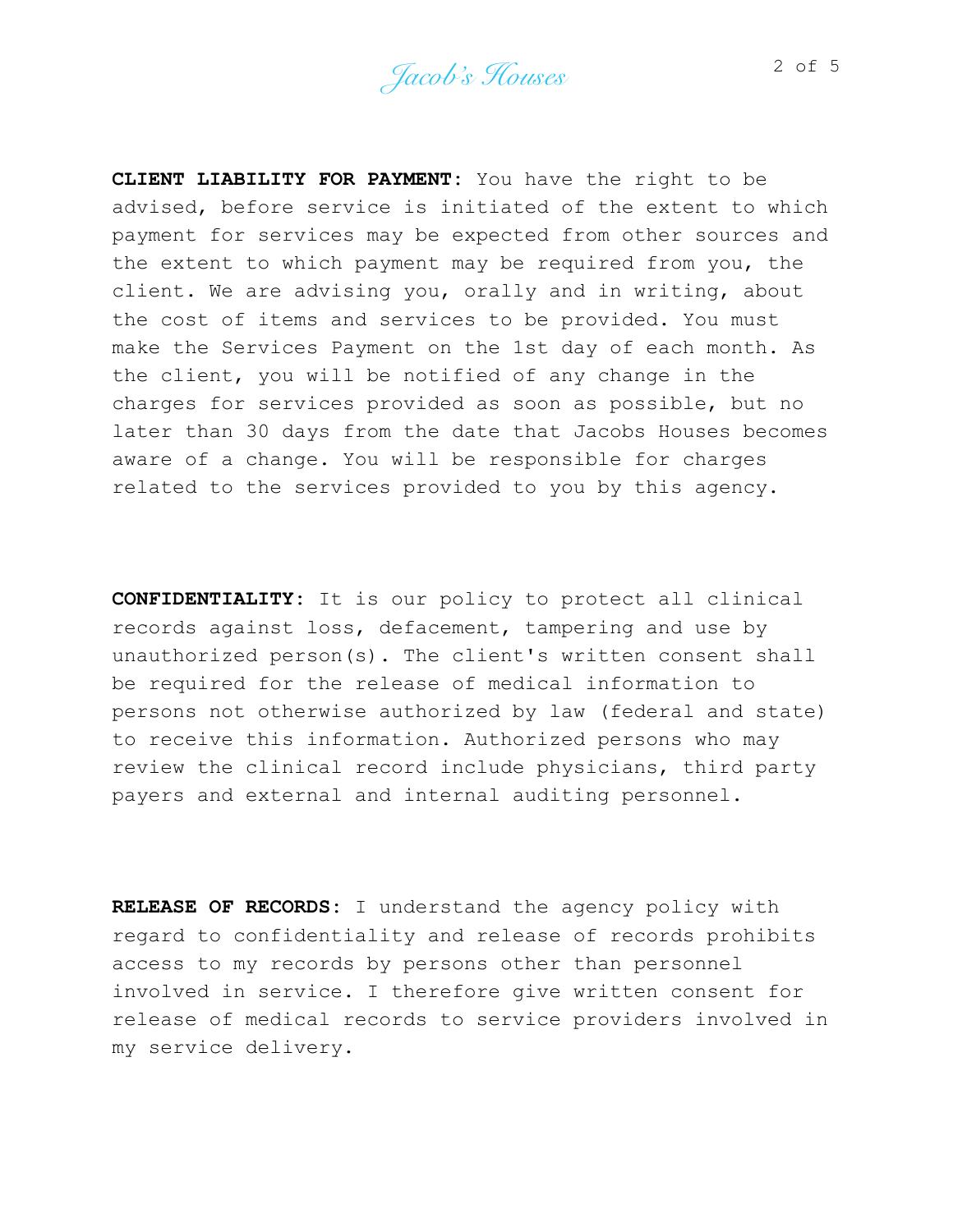**CLIENT LIABILITY FOR PAYMENT:** You have the right to be advised, before service is initiated of the extent to which payment for services may be expected from other sources and the extent to which payment may be required from you, the client. We are advising you, orally and in writing, about the cost of items and services to be provided. You must make the Services Payment on the 1st day of each month. As the client, you will be notified of any change in the charges for services provided as soon as possible, but no later than 30 days from the date that Jacobs Houses becomes aware of a change. You will be responsible for charges related to the services provided to you by this agency.

**CONFIDENTIALITY:** It is our policy to protect all clinical records against loss, defacement, tampering and use by unauthorized person(s). The client's written consent shall be required for the release of medical information to persons not otherwise authorized by law (federal and state) to receive this information. Authorized persons who may review the clinical record include physicians, third party payers and external and internal auditing personnel.

**RELEASE OF RECORDS:** I understand the agency policy with regard to confidentiality and release of records prohibits access to my records by persons other than personnel involved in service. I therefore give written consent for release of medical records to service providers involved in my service delivery.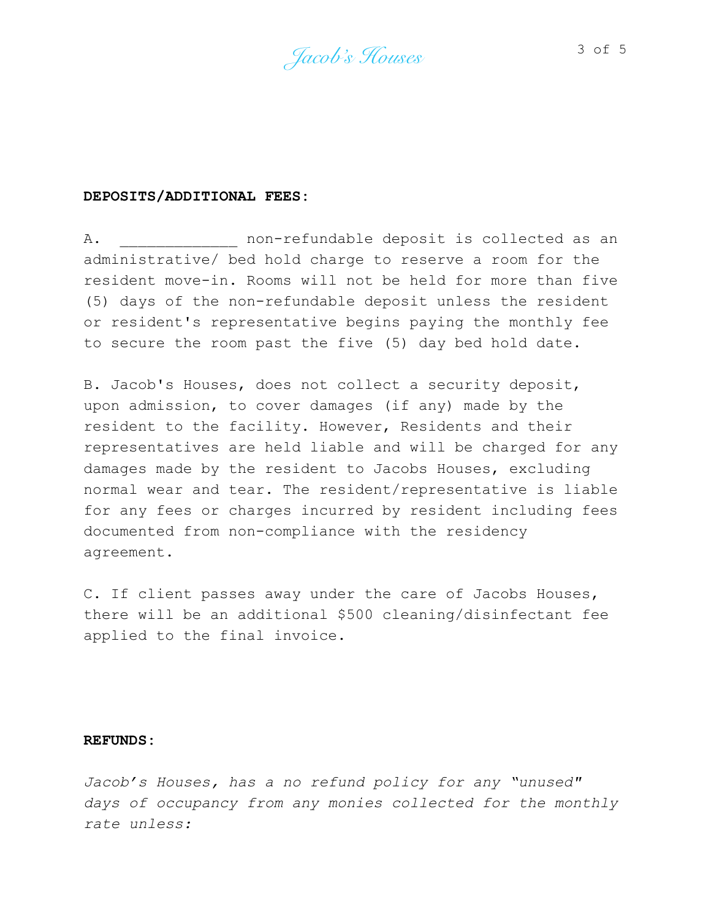**DEPOSITS/ADDITIONAL FEES:**

A. _____________ non-refundable deposit is collected as an administrative/ bed hold charge to reserve a room for the resident move-in. Rooms will not be held for more than five (5) days of the non-refundable deposit unless the resident or resident's representative begins paying the monthly fee to secure the room past the five (5) day bed hold date.

B. Jacob's Houses, does not collect a security deposit, upon admission, to cover damages (if any) made by the resident to the facility. However, Residents and their representatives are held liable and will be charged for any damages made by the resident to Jacobs Houses, excluding normal wear and tear. The resident/representative is liable for any fees or charges incurred by resident including fees documented from non-compliance with the residency agreement.

C. If client passes away under the care of Jacobs Houses, there will be an additional $500 cleaning/disinfectant fee applied to the final invoice.

**REFUNDS:**

*Jacob's Houses, has a no refund policy for any "unused" days of occupancy from any monies collected for the monthly rate unless:*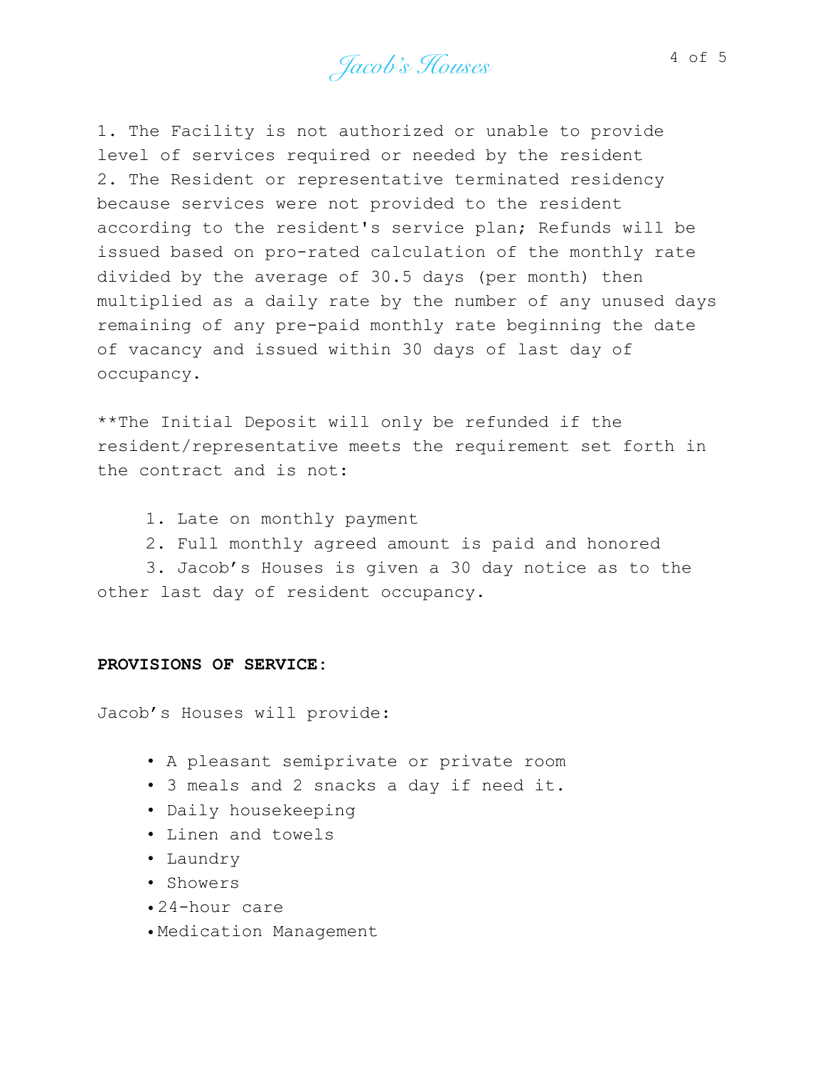1. The Facility is not authorized or unable to provide level of services required or needed by the resident
2. The Resident or representative terminated residency because services were not provided to the resident according to the resident's service plan; Refunds will be issued based on pro-rated calculation of the monthly rate divided by the average of 30.5 days (per month) then multiplied as a daily rate by the number of any unused days remaining of any pre-paid monthly rate beginning the date of vacancy and issued within 30 days of last day of occupancy.

**The Initial Deposit will only be refunded if the resident/representative meets the requirement set forth in the contract and is not:

1. Late on monthly payment
2. Full monthly agreed amount is paid and honored
3. Jacob's Houses is given a 30 day notice as to the other last day of resident occupancy.

**PROVISIONS OF SERVICE:**

Jacob's Houses will provide:

- A pleasant semiprivate or private room
- 3 meals and 2 snacks a day if need it.
- Daily housekeeping
- Linen and towels
- Laundry
- Showers
- 24-hour care
- Medication Management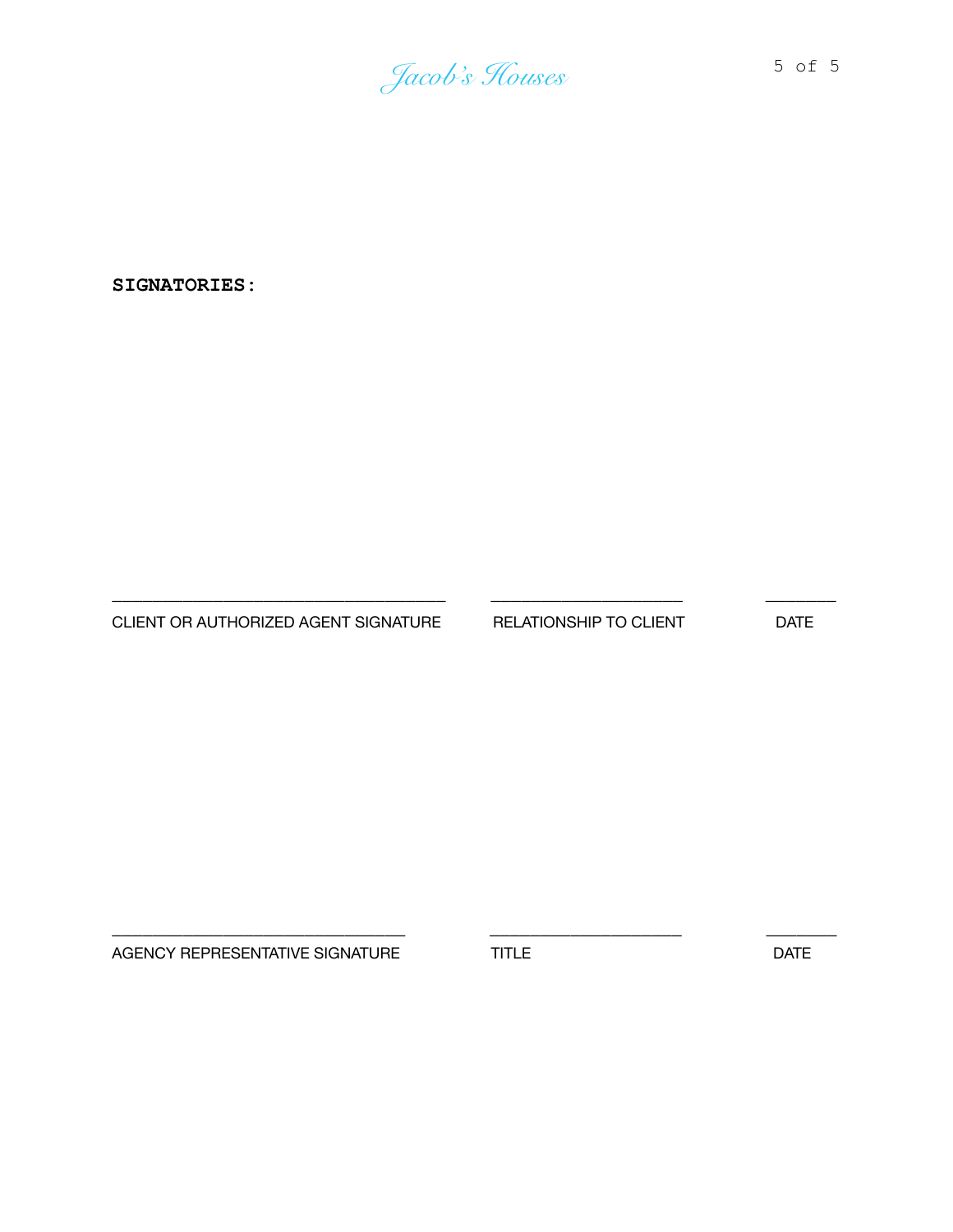**SIGNATORIES:**

| | | |
|---|---|---|
| _______________________________________ | ______________________ | ________ |
| CLIENT OR AUTHORIZED AGENT SIGNATURE | RELATIONSHIP TO CLIENT | DATE |

| | | |
|---|---|---|
| __________________________________ | ______________________ | ________ |
| AGENCY REPRESENTATIVE SIGNATURE | TITLE | DATE |